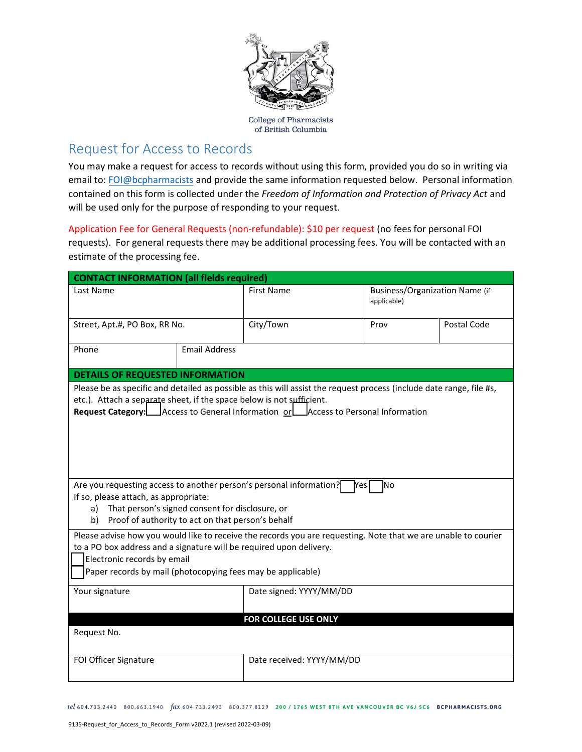College of Pharmacists of British Columbia

# Request for Access to Records

You may make a request for access to records without using this form, provided you do so in writing via email to: FOI@bcpharmacists and provide the same information requested below. Personal information contained on this form is collected under the *Freedom of Information and Protection of Privacy Act* and will be used only for the purpose of responding to your request.

Application Fee for General Requests (non-refundable): $10 per request (no fees for personal FOI requests). For general requests there may be additional processing fees. You will be contacted with an estimate of the processing fee.

| **CONTACT INFORMATION (all fields required)** | | | |
|---|---|---|---|
| Last Name | First Name | Business/Organization Name (if applicable) | |
| Street, Apt.#, PO Box, RR No. | City/Town | Prov | Postal Code |
| Phone | Email Address | | |

**DETAILS OF REQUESTED INFORMATION**

Please be as specific and detailed as possible as this will assist the request process (include date range, file #s, etc.). Attach a separate sheet, if the space below is not sufficient.

**Request Category:** ☐ Access to General Information or ☐ Access to Personal Information

Are you requesting access to another person's personal information? ☐ Yes ☐ No

If so, please attach, as appropriate:

a) That person's signed consent for disclosure, or
b) Proof of authority to act on that person's behalf

Please advise how you would like to receive the records you are requesting. Note that we are unable to courier to a PO box address and a signature will be required upon delivery.

☐ Electronic records by email
☐ Paper records by mail (photocopying fees may be applicable)

| Your signature | Date signed: YYYY/MM/DD |
|---|---|

| **FOR COLLEGE USE ONLY** | |
|---|---|
| Request No. | |
| FOI Officer Signature | Date received: YYYY/MM/DD |

*tel* 604.733.2440 800.663.1940 *fax* 604.733.2493 800.377.8129 200 / 1765 WEST 8TH AVE VANCOUVER BC V6J 5C6 BCPHARMACISTS.ORG

9135-Request_for_Access_to_Records_Form v2022.1 (revised 2022-03-09)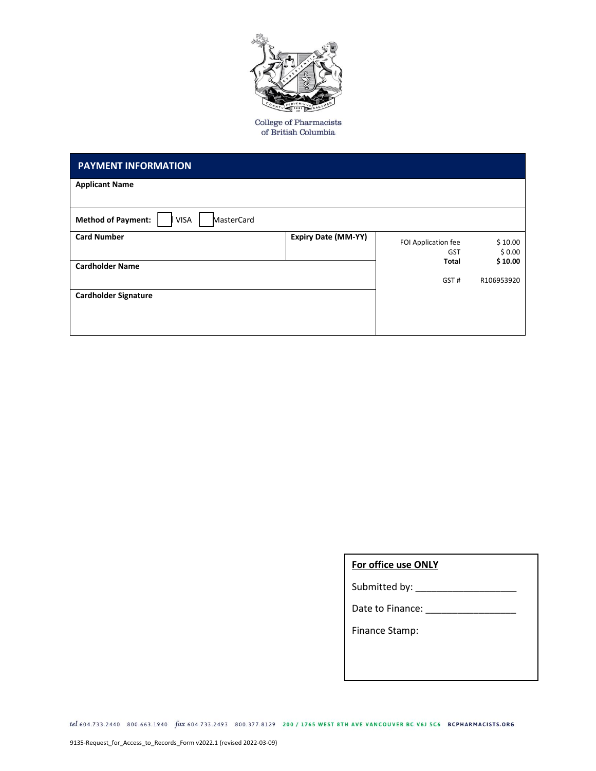College of Pharmacists of British Columbia

## PAYMENT INFORMATION

| | | |
|---|---|---|
| **Applicant Name** | | |
| **Method of Payment:** ☐ VISA ☐ MasterCard | | |
| **Card Number** | **Expiry Date (MM-YY)** | FOI Application fee $ 10.00<br>GST $ 0.00<br>**Total** **$ 10.00**<br><br>GST # R106953920 |
| **Cardholder Name** | | |
| **Cardholder Signature** | | |

**For office use ONLY**

Submitted by: ___________________

Date to Finance: _________________

Finance Stamp:

*tel* 604.733.2440 800.663.1940 *fax* 604.733.2493 800.377.8129 200 / 1765 WEST 8TH AVE VANCOUVER BC V6J 5C6 BCPHARMACISTS.ORG

9135-Request_for_Access_to_Records_Form v2022.1 (revised 2022-03-09)